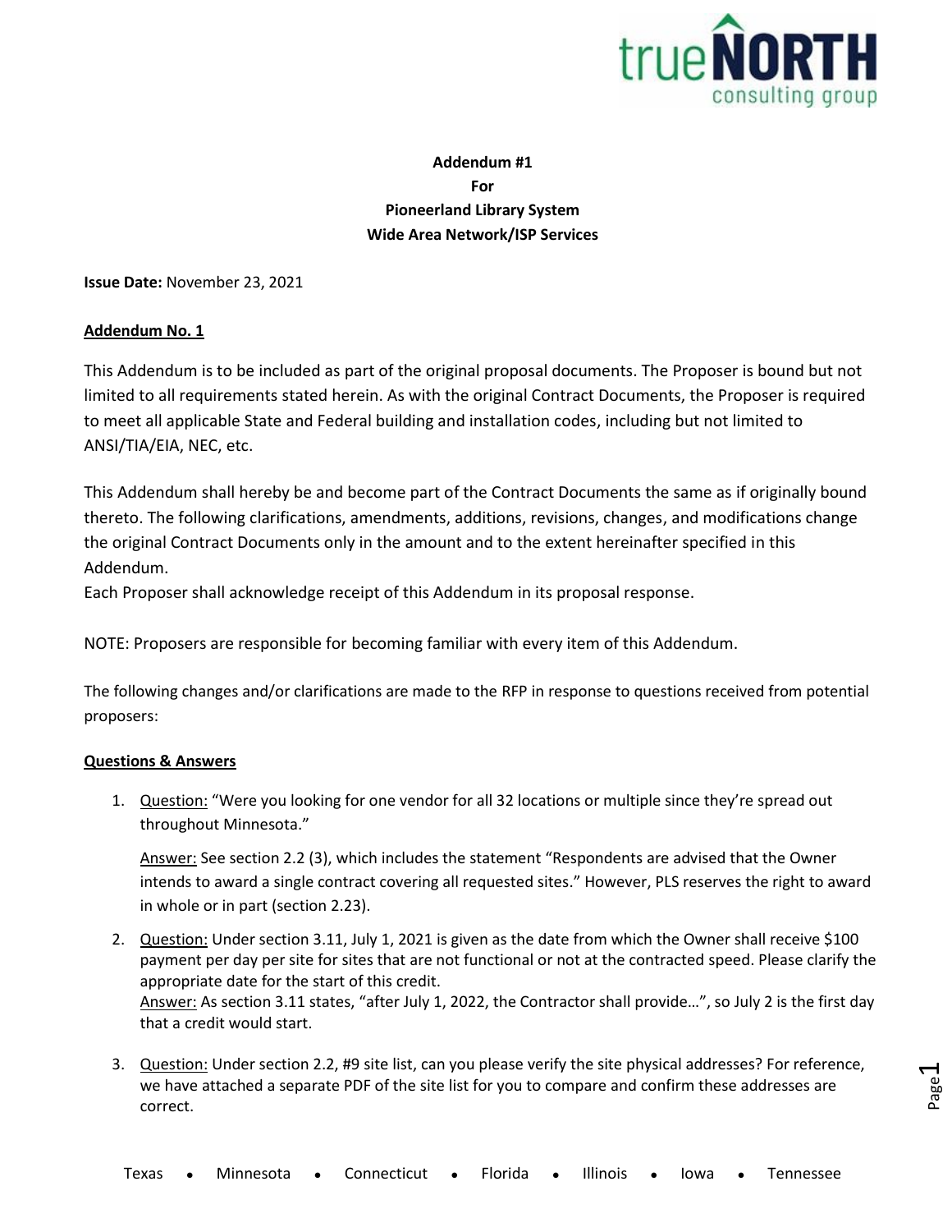**Addendum #1**
**For**
**Pioneerland Library System**
**Wide Area Network/ISP Services**

**Issue Date:** November 23, 2021

**<u>Addendum No. 1</u>**

This Addendum is to be included as part of the original proposal documents. The Proposer is bound but not limited to all requirements stated herein. As with the original Contract Documents, the Proposer is required to meet all applicable State and Federal building and installation codes, including but not limited to ANSI/TIA/EIA, NEC, etc.

This Addendum shall hereby be and become part of the Contract Documents the same as if originally bound thereto. The following clarifications, amendments, additions, revisions, changes, and modifications change the original Contract Documents only in the amount and to the extent hereinafter specified in this Addendum.
Each Proposer shall acknowledge receipt of this Addendum in its proposal response.

NOTE: Proposers are responsible for becoming familiar with every item of this Addendum.

The following changes and/or clarifications are made to the RFP in response to questions received from potential proposers:

**<u>Questions & Answers</u>**

1. <u>Question:</u> "Were you looking for one vendor for all 32 locations or multiple since they're spread out throughout Minnesota."

   <u>Answer:</u> See section 2.2 (3), which includes the statement "Respondents are advised that the Owner intends to award a single contract covering all requested sites." However, PLS reserves the right to award in whole or in part (section 2.23).

2. <u>Question:</u> Under section 3.11, July 1, 2021 is given as the date from which the Owner shall receive $100 payment per day per site for sites that are not functional or not at the contracted speed. Please clarify the appropriate date for the start of this credit.
   <u>Answer:</u> As section 3.11 states, "after July 1, 2022, the Contractor shall provide…", so July 2 is the first day that a credit would start.

3. <u>Question:</u> Under section 2.2, #9 site list, can you please verify the site physical addresses? For reference, we have attached a separate PDF of the site list for you to compare and confirm these addresses are correct.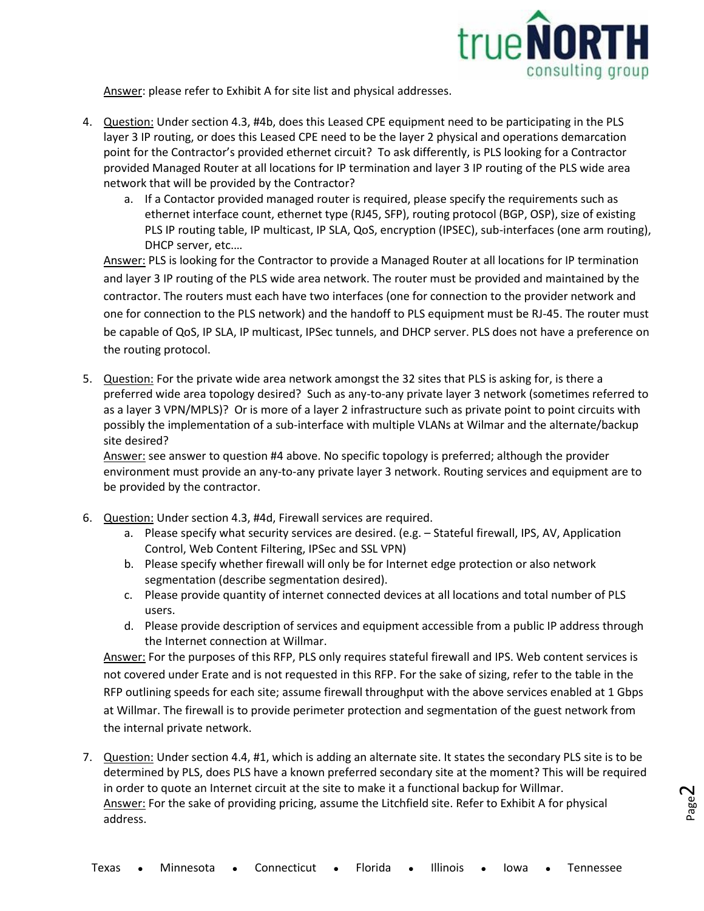Answer: please refer to Exhibit A for site list and physical addresses.

4. Question: Under section 4.3, #4b, does this Leased CPE equipment need to be participating in the PLS layer 3 IP routing, or does this Leased CPE need to be the layer 2 physical and operations demarcation point for the Contractor's provided ethernet circuit? To ask differently, is PLS looking for a Contractor provided Managed Router at all locations for IP termination and layer 3 IP routing of the PLS wide area network that will be provided by the Contractor?
   a. If a Contactor provided managed router is required, please specify the requirements such as ethernet interface count, ethernet type (RJ45, SFP), routing protocol (BGP, OSP), size of existing PLS IP routing table, IP multicast, IP SLA, QoS, encryption (IPSEC), sub-interfaces (one arm routing), DHCP server, etc.…

   Answer: PLS is looking for the Contractor to provide a Managed Router at all locations for IP termination and layer 3 IP routing of the PLS wide area network. The router must be provided and maintained by the contractor. The routers must each have two interfaces (one for connection to the provider network and one for connection to the PLS network) and the handoff to PLS equipment must be RJ-45. The router must be capable of QoS, IP SLA, IP multicast, IPSec tunnels, and DHCP server. PLS does not have a preference on the routing protocol.

5. Question: For the private wide area network amongst the 32 sites that PLS is asking for, is there a preferred wide area topology desired? Such as any-to-any private layer 3 network (sometimes referred to as a layer 3 VPN/MPLS)? Or is more of a layer 2 infrastructure such as private point to point circuits with possibly the implementation of a sub-interface with multiple VLANs at Wilmar and the alternate/backup site desired?
   Answer: see answer to question #4 above. No specific topology is preferred; although the provider environment must provide an any-to-any private layer 3 network. Routing services and equipment are to be provided by the contractor.

6. Question: Under section 4.3, #4d, Firewall services are required.
   a. Please specify what security services are desired. (e.g. – Stateful firewall, IPS, AV, Application Control, Web Content Filtering, IPSec and SSL VPN)
   b. Please specify whether firewall will only be for Internet edge protection or also network segmentation (describe segmentation desired).
   c. Please provide quantity of internet connected devices at all locations and total number of PLS users.
   d. Please provide description of services and equipment accessible from a public IP address through the Internet connection at Willmar.

   Answer: For the purposes of this RFP, PLS only requires stateful firewall and IPS. Web content services is not covered under Erate and is not requested in this RFP. For the sake of sizing, refer to the table in the RFP outlining speeds for each site; assume firewall throughput with the above services enabled at 1 Gbps at Willmar. The firewall is to provide perimeter protection and segmentation of the guest network from the internal private network.

7. Question: Under section 4.4, #1, which is adding an alternate site. It states the secondary PLS site is to be determined by PLS, does PLS have a known preferred secondary site at the moment? This will be required in order to quote an Internet circuit at the site to make it a functional backup for Willmar.
   Answer: For the sake of providing pricing, assume the Litchfield site. Refer to Exhibit A for physical address.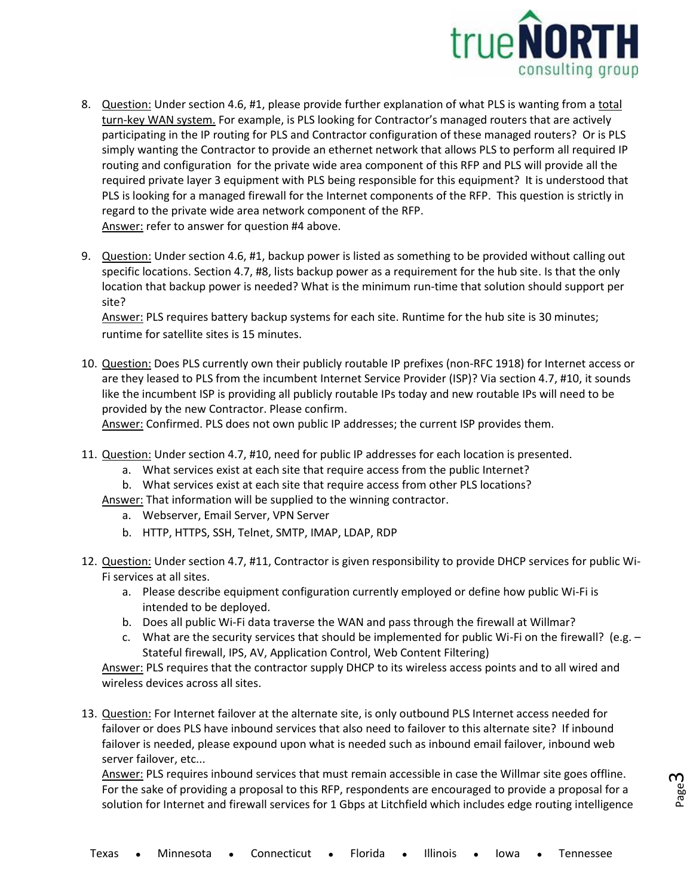8. Question: Under section 4.6, #1, please provide further explanation of what PLS is wanting from a total turn-key WAN system. For example, is PLS looking for Contractor's managed routers that are actively participating in the IP routing for PLS and Contractor configuration of these managed routers? Or is PLS simply wanting the Contractor to provide an ethernet network that allows PLS to perform all required IP routing and configuration for the private wide area component of this RFP and PLS will provide all the required private layer 3 equipment with PLS being responsible for this equipment? It is understood that PLS is looking for a managed firewall for the Internet components of the RFP. This question is strictly in regard to the private wide area network component of the RFP.
   Answer: refer to answer for question #4 above.

9. Question: Under section 4.6, #1, backup power is listed as something to be provided without calling out specific locations. Section 4.7, #8, lists backup power as a requirement for the hub site. Is that the only location that backup power is needed? What is the minimum run-time that solution should support per site?
   Answer: PLS requires battery backup systems for each site. Runtime for the hub site is 30 minutes; runtime for satellite sites is 15 minutes.

10. Question: Does PLS currently own their publicly routable IP prefixes (non-RFC 1918) for Internet access or are they leased to PLS from the incumbent Internet Service Provider (ISP)? Via section 4.7, #10, it sounds like the incumbent ISP is providing all publicly routable IPs today and new routable IPs will need to be provided by the new Contractor. Please confirm.
    Answer: Confirmed. PLS does not own public IP addresses; the current ISP provides them.

11. Question: Under section 4.7, #10, need for public IP addresses for each location is presented.
    a. What services exist at each site that require access from the public Internet?
    b. What services exist at each site that require access from other PLS locations?

    Answer: That information will be supplied to the winning contractor.
    a. Webserver, Email Server, VPN Server
    b. HTTP, HTTPS, SSH, Telnet, SMTP, IMAP, LDAP, RDP

12. Question: Under section 4.7, #11, Contractor is given responsibility to provide DHCP services for public Wi-Fi services at all sites.
    a. Please describe equipment configuration currently employed or define how public Wi-Fi is intended to be deployed.
    b. Does all public Wi-Fi data traverse the WAN and pass through the firewall at Willmar?
    c. What are the security services that should be implemented for public Wi-Fi on the firewall? (e.g. – Stateful firewall, IPS, AV, Application Control, Web Content Filtering)

    Answer: PLS requires that the contractor supply DHCP to its wireless access points and to all wired and wireless devices across all sites.

13. Question: For Internet failover at the alternate site, is only outbound PLS Internet access needed for failover or does PLS have inbound services that also need to failover to this alternate site? If inbound failover is needed, please expound upon what is needed such as inbound email failover, inbound web server failover, etc...
    Answer: PLS requires inbound services that must remain accessible in case the Willmar site goes offline. For the sake of providing a proposal to this RFP, respondents are encouraged to provide a proposal for a solution for Internet and firewall services for 1 Gbps at Litchfield which includes edge routing intelligence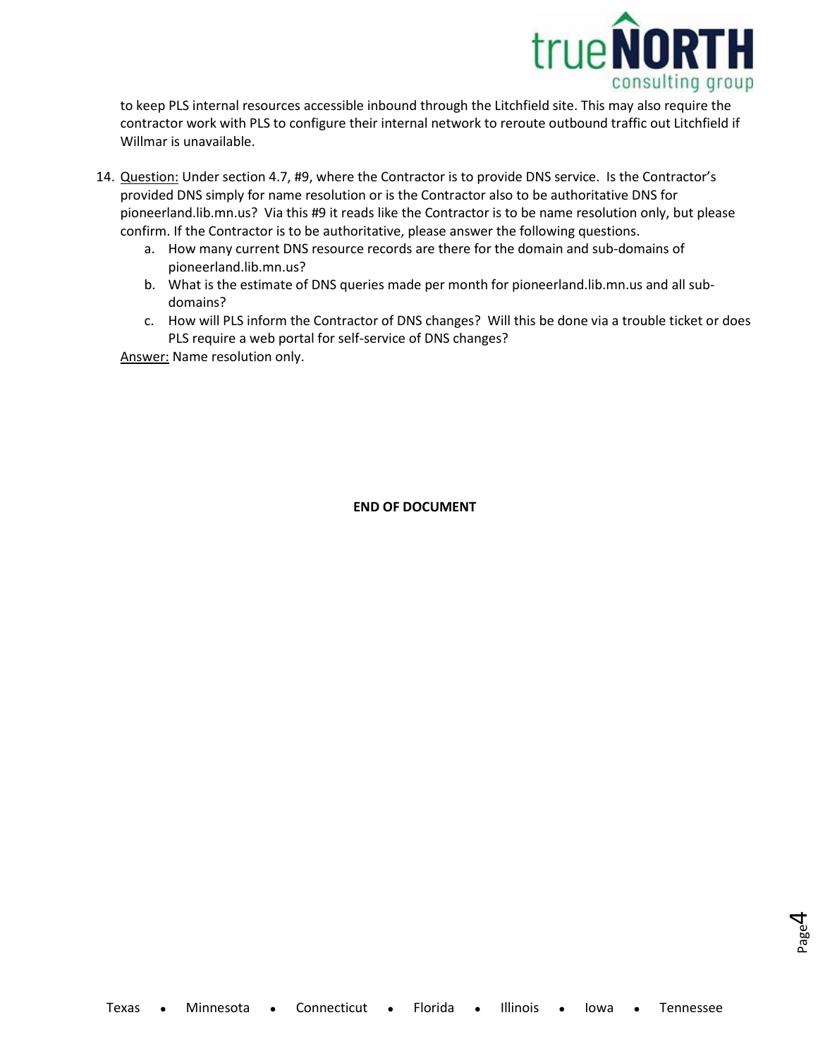to keep PLS internal resources accessible inbound through the Litchfield site. This may also require the contractor work with PLS to configure their internal network to reroute outbound traffic out Litchfield if Willmar is unavailable.

14. Question: Under section 4.7, #9, where the Contractor is to provide DNS service. Is the Contractor's provided DNS simply for name resolution or is the Contractor also to be authoritative DNS for pioneerland.lib.mn.us? Via this #9 it reads like the Contractor is to be name resolution only, but please confirm. If the Contractor is to be authoritative, please answer the following questions.
    a. How many current DNS resource records are there for the domain and sub-domains of pioneerland.lib.mn.us?
    b. What is the estimate of DNS queries made per month for pioneerland.lib.mn.us and all sub-domains?
    c. How will PLS inform the Contractor of DNS changes? Will this be done via a trouble ticket or does PLS require a web portal for self-service of DNS changes?

    Answer: Name resolution only.

**END OF DOCUMENT**